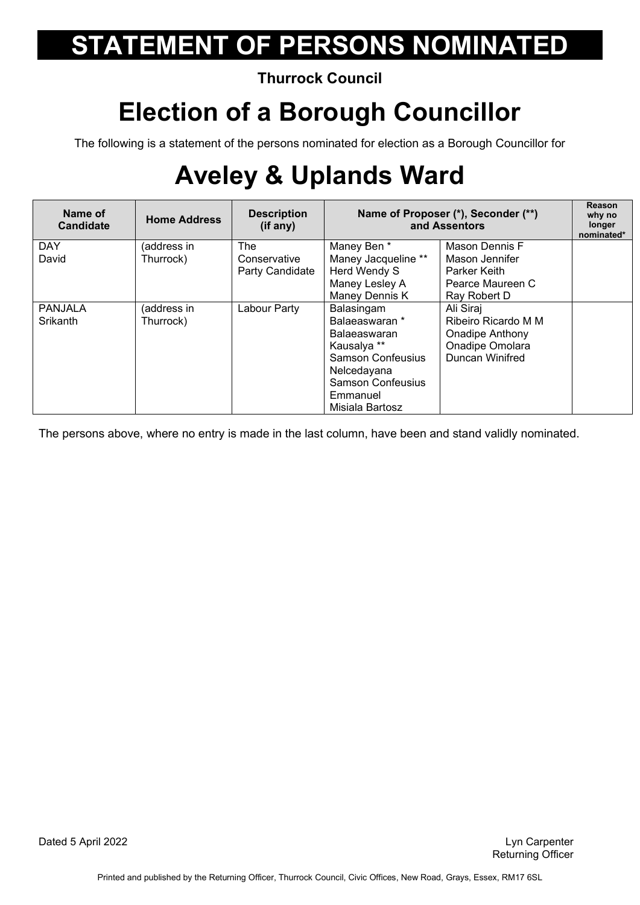# STATEMENT OF PERSONS NOMINATED

**Thurrock Council**

# Election of a Borough Councillor

The following is a statement of the persons nominated for election as a Borough Councillor for

# Aveley & Uplands Ward

| Name of Candidate | Home Address | Description (if any) | Name of Proposer (*), Seconder (**) and Assentors | | Reason why no longer nominated* |
|---|---|---|---|---|---|
| DAY<br>David | (address in Thurrock) | The Conservative Party Candidate | Maney Ben *<br>Maney Jacqueline **<br>Herd Wendy S<br>Maney Lesley A<br>Maney Dennis K | Mason Dennis F<br>Mason Jennifer<br>Parker Keith<br>Pearce Maureen C<br>Ray Robert D | |
| PANJALA<br>Srikanth | (address in Thurrock) | Labour Party | Balasingam Balaeaswaran *<br>Balaeaswaran Kausalya **<br>Samson Confeusius Nelcedayana<br>Samson Confeusius Emmanuel<br>Misiala Bartosz | Ali Siraj<br>Ribeiro Ricardo M M<br>Onadipe Anthony<br>Onadipe Omolara<br>Duncan Winifred | |

The persons above, where no entry is made in the last column, have been and stand validly nominated.

Dated 5 April 2022

Lyn Carpenter
Returning Officer

Printed and published by the Returning Officer, Thurrock Council, Civic Offices, New Road, Grays, Essex, RM17 6SL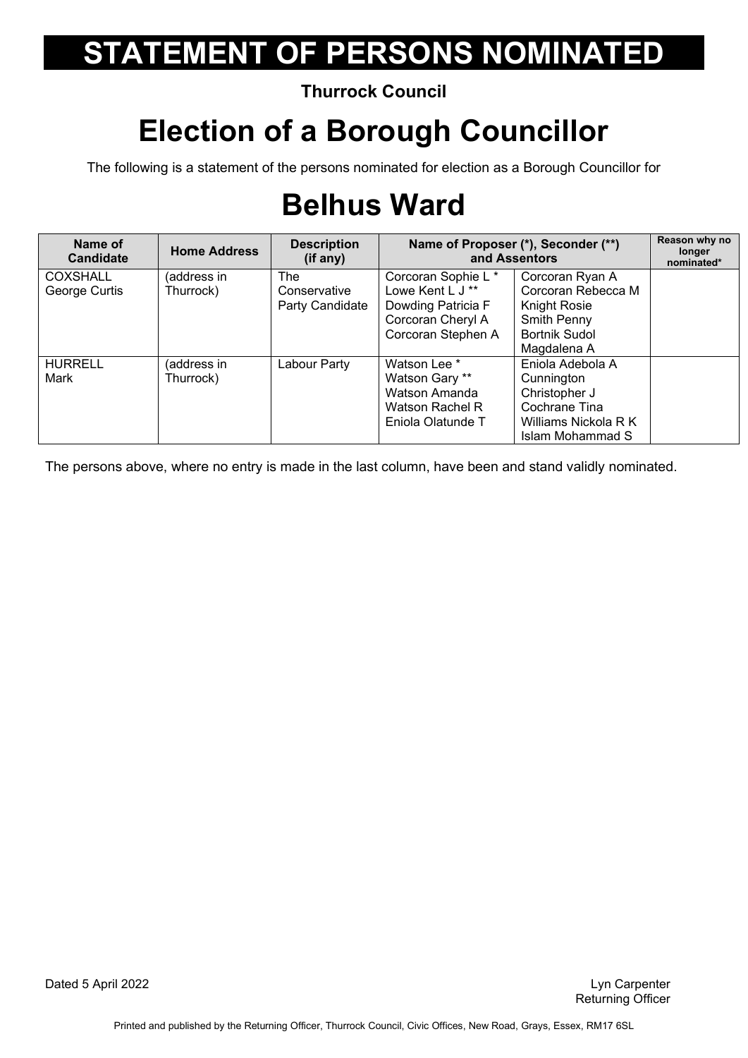# STATEMENT OF PERSONS NOMINATED

**Thurrock Council**

# Election of a Borough Councillor

The following is a statement of the persons nominated for election as a Borough Councillor for

# Belhus Ward

| Name of Candidate | Home Address | Description (if any) | Name of Proposer (*), Seconder (**) and Assentors | | Reason why no longer nominated* |
|---|---|---|---|---|---|
| COXSHALL George Curtis | (address in Thurrock) | The Conservative Party Candidate | Corcoran Sophie L * Lowe Kent L J ** Dowding Patricia F Corcoran Cheryl A Corcoran Stephen A | Corcoran Ryan A Corcoran Rebecca M Knight Rosie Smith Penny Bortnik Sudol Magdalena A | |
| HURRELL Mark | (address in Thurrock) | Labour Party | Watson Lee * Watson Gary ** Watson Amanda Watson Rachel R Eniola Olatunde T | Eniola Adebola A Cunnington Christopher J Cochrane Tina Williams Nickola R K Islam Mohammad S | |

The persons above, where no entry is made in the last column, have been and stand validly nominated.

Dated 5 April 2022

Lyn Carpenter
Returning Officer

Printed and published by the Returning Officer, Thurrock Council, Civic Offices, New Road, Grays, Essex, RM17 6SL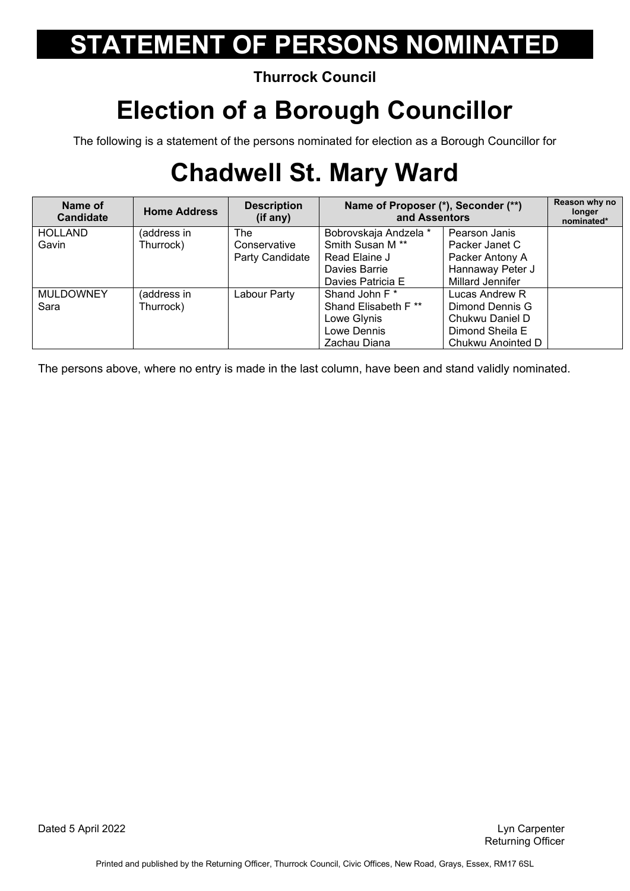# STATEMENT OF PERSONS NOMINATED

**Thurrock Council**

# Election of a Borough Councillor

The following is a statement of the persons nominated for election as a Borough Councillor for

# Chadwell St. Mary Ward

| Name of Candidate | Home Address | Description (if any) | Name of Proposer (*), Seconder (**) and Assentors | | Reason why no longer nominated* |
|---|---|---|---|---|---|
| HOLLAND Gavin | (address in Thurrock) | The Conservative Party Candidate | Bobrovskaja Andzela *<br>Smith Susan M **<br>Read Elaine J<br>Davies Barrie<br>Davies Patricia E | Pearson Janis<br>Packer Janet C<br>Packer Antony A<br>Hannaway Peter J<br>Millard Jennifer | |
| MULDOWNEY Sara | (address in Thurrock) | Labour Party | Shand John F *<br>Shand Elisabeth F **<br>Lowe Glynis<br>Lowe Dennis<br>Zachau Diana | Lucas Andrew R<br>Dimond Dennis G<br>Chukwu Daniel D<br>Dimond Sheila E<br>Chukwu Anointed D | |

The persons above, where no entry is made in the last column, have been and stand validly nominated.

Dated 5 April 2022

Lyn Carpenter
Returning Officer

Printed and published by the Returning Officer, Thurrock Council, Civic Offices, New Road, Grays, Essex, RM17 6SL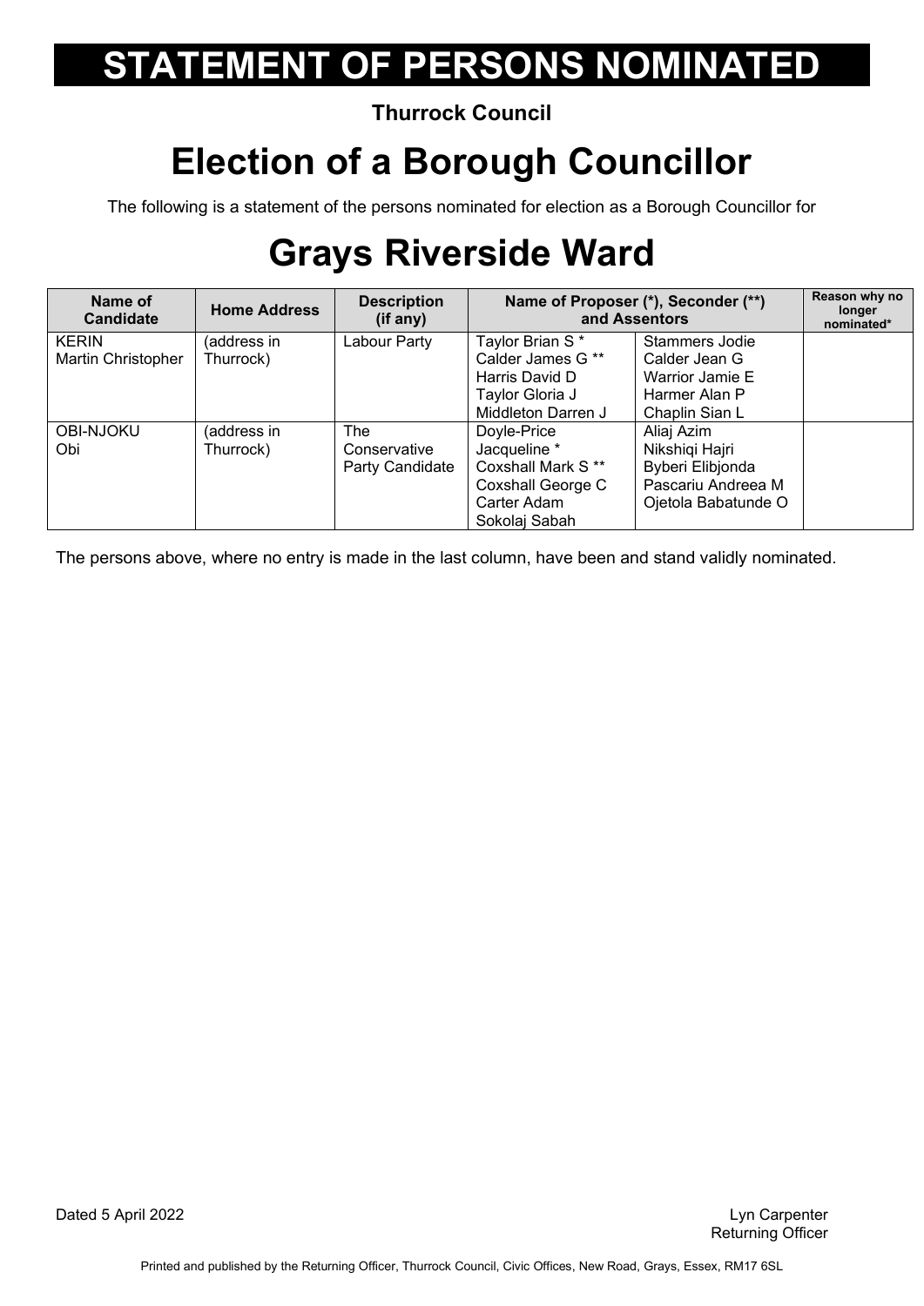# STATEMENT OF PERSONS NOMINATED

**Thurrock Council**

# Election of a Borough Councillor

The following is a statement of the persons nominated for election as a Borough Councillor for

# Grays Riverside Ward

| Name of Candidate | Home Address | Description (if any) | Name of Proposer (*), Seconder (**) and Assentors | | Reason why no longer nominated* |
|---|---|---|---|---|---|
| KERIN Martin Christopher | (address in Thurrock) | Labour Party | Taylor Brian S * Calder James G ** Harris David D Taylor Gloria J Middleton Darren J | Stammers Jodie Calder Jean G Warrior Jamie E Harmer Alan P Chaplin Sian L | |
| OBI-NJOKU Obi | (address in Thurrock) | The Conservative Party Candidate | Doyle-Price Jacqueline * Coxshall Mark S ** Coxshall George C Carter Adam Sokolaj Sabah | Aliaj Azim Nikshiqi Hajri Byberi Elibjonda Pascariu Andreea M Ojetola Babatunde O | |

The persons above, where no entry is made in the last column, have been and stand validly nominated.

Dated 5 April 2022

Lyn Carpenter
Returning Officer

Printed and published by the Returning Officer, Thurrock Council, Civic Offices, New Road, Grays, Essex, RM17 6SL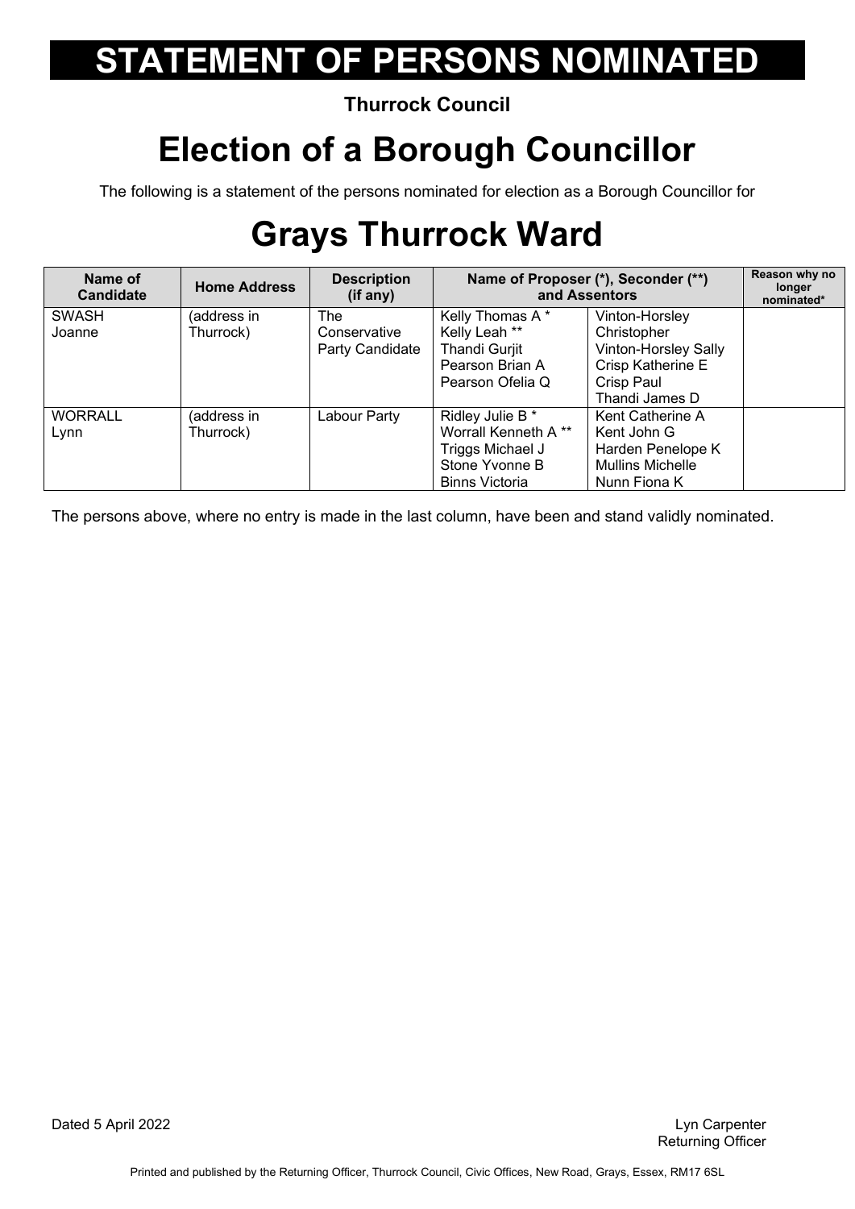# STATEMENT OF PERSONS NOMINATED

**Thurrock Council**

# Election of a Borough Councillor

The following is a statement of the persons nominated for election as a Borough Councillor for

# Grays Thurrock Ward

| Name of Candidate | Home Address | Description (if any) | Name of Proposer (*), Seconder (**) and Assentors | | Reason why no longer nominated* |
|---|---|---|---|---|---|
| SWASH Joanne | (address in Thurrock) | The Conservative Party Candidate | Kelly Thomas A *<br>Kelly Leah **<br>Thandi Gurjit<br>Pearson Brian A<br>Pearson Ofelia Q | Vinton-Horsley Christopher<br>Vinton-Horsley Sally<br>Crisp Katherine E<br>Crisp Paul<br>Thandi James D | |
| WORRALL Lynn | (address in Thurrock) | Labour Party | Ridley Julie B *<br>Worrall Kenneth A **<br>Triggs Michael J<br>Stone Yvonne B<br>Binns Victoria | Kent Catherine A<br>Kent John G<br>Harden Penelope K<br>Mullins Michelle<br>Nunn Fiona K | |

The persons above, where no entry is made in the last column, have been and stand validly nominated.

Dated 5 April 2022

Lyn Carpenter
Returning Officer

Printed and published by the Returning Officer, Thurrock Council, Civic Offices, New Road, Grays, Essex, RM17 6SL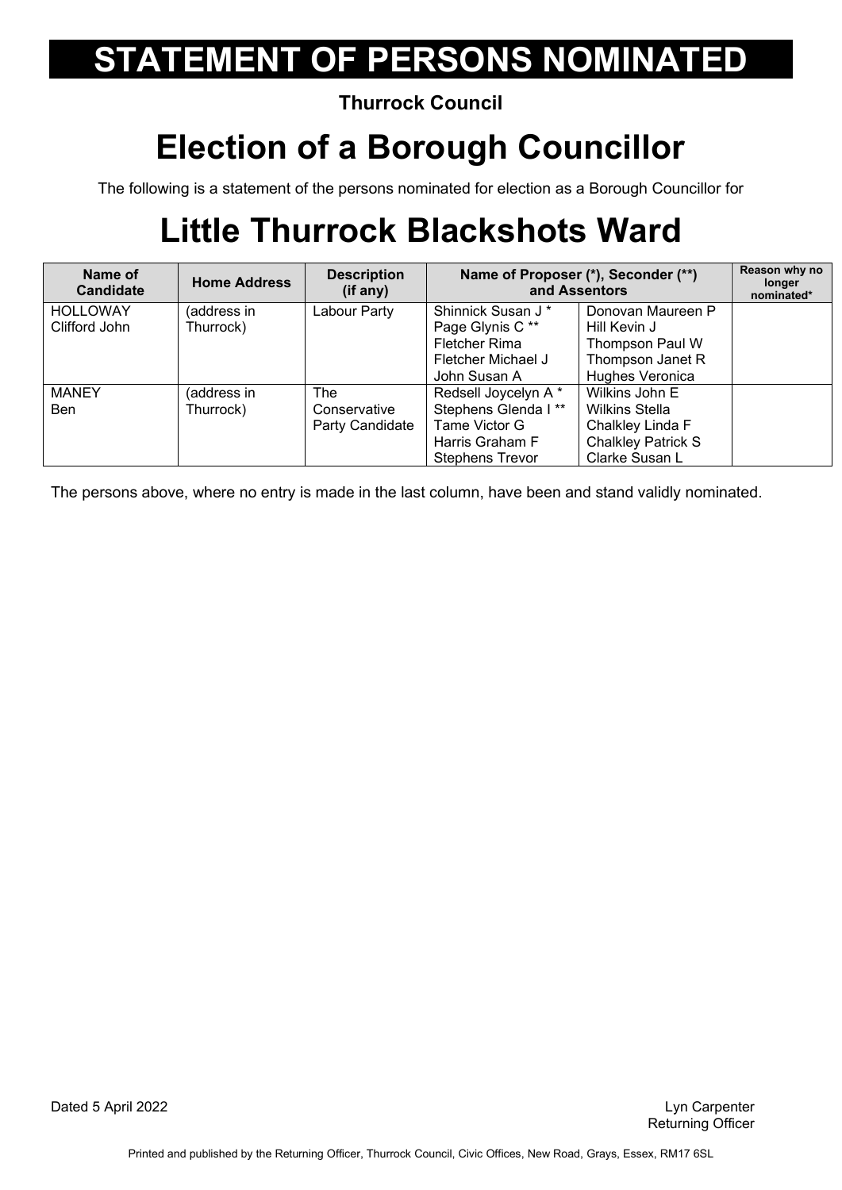# STATEMENT OF PERSONS NOMINATED

**Thurrock Council**

# Election of a Borough Councillor

The following is a statement of the persons nominated for election as a Borough Councillor for

# Little Thurrock Blackshots Ward

| Name of Candidate | Home Address | Description (if any) | Name of Proposer (*), Seconder (**) and Assentors | | Reason why no longer nominated* |
|---|---|---|---|---|---|
| HOLLOWAY Clifford John | (address in Thurrock) | Labour Party | Shinnick Susan J * Page Glynis C ** Fletcher Rima Fletcher Michael J John Susan A | Donovan Maureen P Hill Kevin J Thompson Paul W Thompson Janet R Hughes Veronica | |
| MANEY Ben | (address in Thurrock) | The Conservative Party Candidate | Redsell Joycelyn A * Stephens Glenda I ** Tame Victor G Harris Graham F Stephens Trevor | Wilkins John E Wilkins Stella Chalkley Linda F Chalkley Patrick S Clarke Susan L | |

The persons above, where no entry is made in the last column, have been and stand validly nominated.

Dated 5 April 2022

Lyn Carpenter
Returning Officer

Printed and published by the Returning Officer, Thurrock Council, Civic Offices, New Road, Grays, Essex, RM17 6SL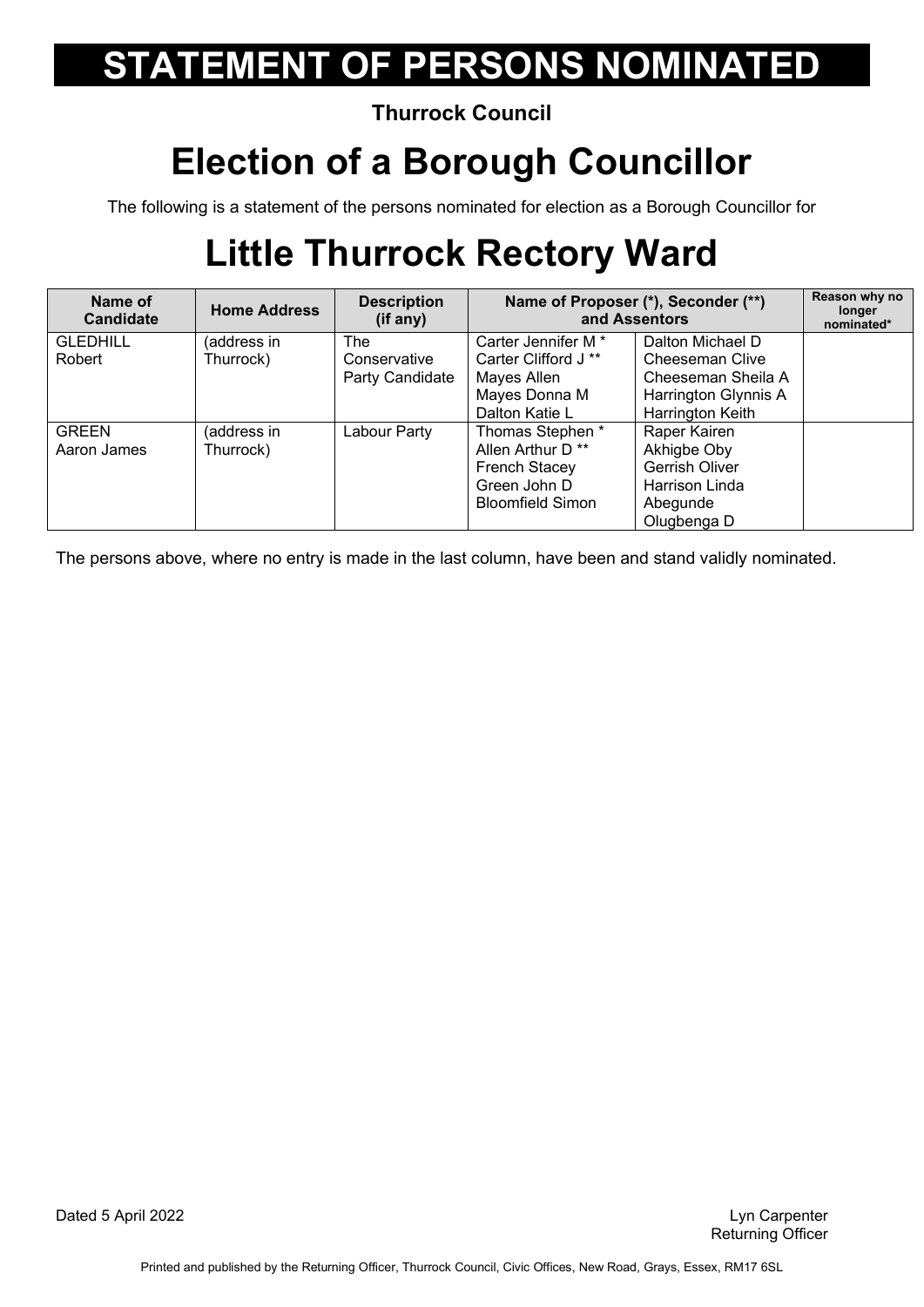# STATEMENT OF PERSONS NOMINATED

**Thurrock Council**

# Election of a Borough Councillor

The following is a statement of the persons nominated for election as a Borough Councillor for

# Little Thurrock Rectory Ward

| Name of Candidate | Home Address | Description (if any) | Name of Proposer (*), Seconder (**) and Assentors | | Reason why no longer nominated* |
|---|---|---|---|---|---|
| GLEDHILL Robert | (address in Thurrock) | The Conservative Party Candidate | Carter Jennifer M *<br>Carter Clifford J **<br>Mayes Allen<br>Mayes Donna M<br>Dalton Katie L | Dalton Michael D<br>Cheeseman Clive<br>Cheeseman Sheila A<br>Harrington Glynnis A<br>Harrington Keith | |
| GREEN Aaron James | (address in Thurrock) | Labour Party | Thomas Stephen *<br>Allen Arthur D **<br>French Stacey<br>Green John D<br>Bloomfield Simon | Raper Kairen<br>Akhigbe Oby<br>Gerrish Oliver<br>Harrison Linda<br>Abegunde Olugbenga D | |

The persons above, where no entry is made in the last column, have been and stand validly nominated.

Dated 5 April 2022

Lyn Carpenter
Returning Officer

Printed and published by the Returning Officer, Thurrock Council, Civic Offices, New Road, Grays, Essex, RM17 6SL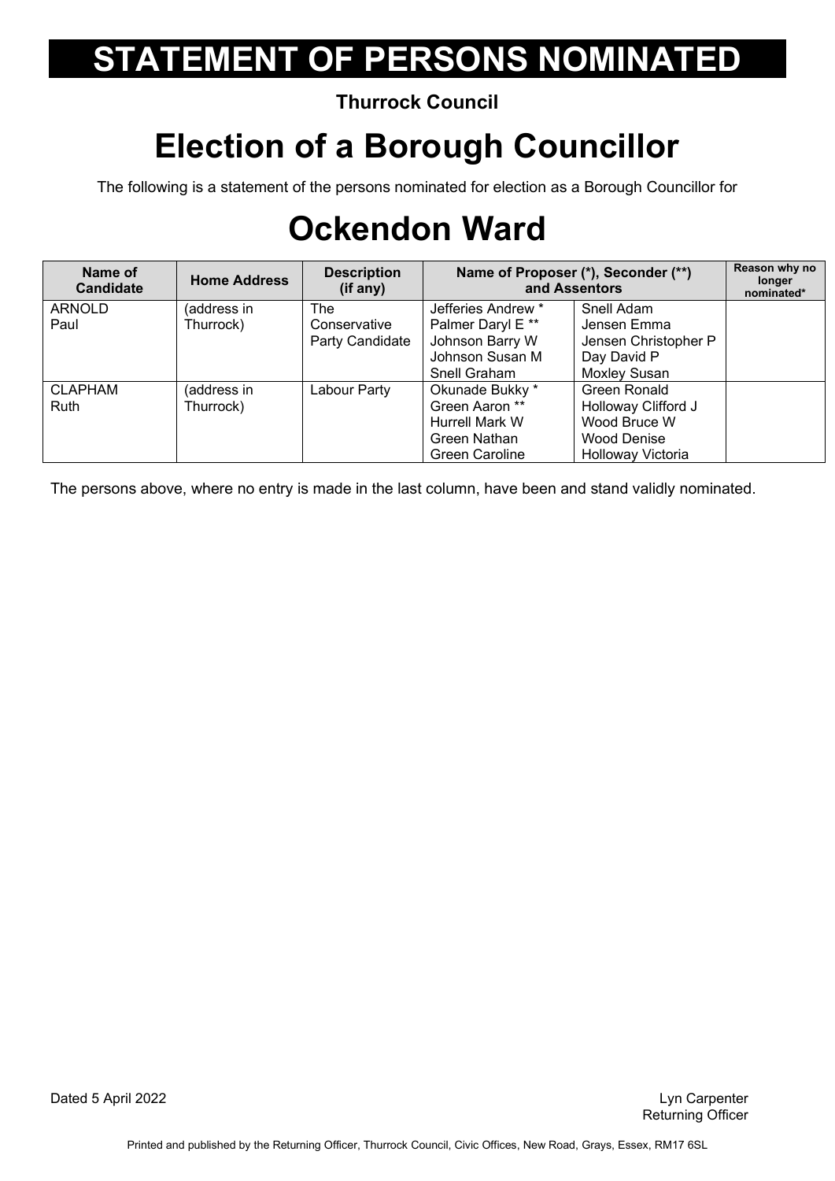# STATEMENT OF PERSONS NOMINATED

**Thurrock Council**

# Election of a Borough Councillor

The following is a statement of the persons nominated for election as a Borough Councillor for

# Ockendon Ward

| Name of Candidate | Home Address | Description (if any) | Name of Proposer (*), Seconder (**) and Assentors | | Reason why no longer nominated* |
|---|---|---|---|---|---|
| ARNOLD Paul | (address in Thurrock) | The Conservative Party Candidate | Jefferies Andrew * Palmer Daryl E ** Johnson Barry W Johnson Susan M Snell Graham | Snell Adam Jensen Emma Jensen Christopher P Day David P Moxley Susan | |
| CLAPHAM Ruth | (address in Thurrock) | Labour Party | Okunade Bukky * Green Aaron ** Hurrell Mark W Green Nathan Green Caroline | Green Ronald Holloway Clifford J Wood Bruce W Wood Denise Holloway Victoria | |

The persons above, where no entry is made in the last column, have been and stand validly nominated.

Dated 5 April 2022

Lyn Carpenter
Returning Officer

Printed and published by the Returning Officer, Thurrock Council, Civic Offices, New Road, Grays, Essex, RM17 6SL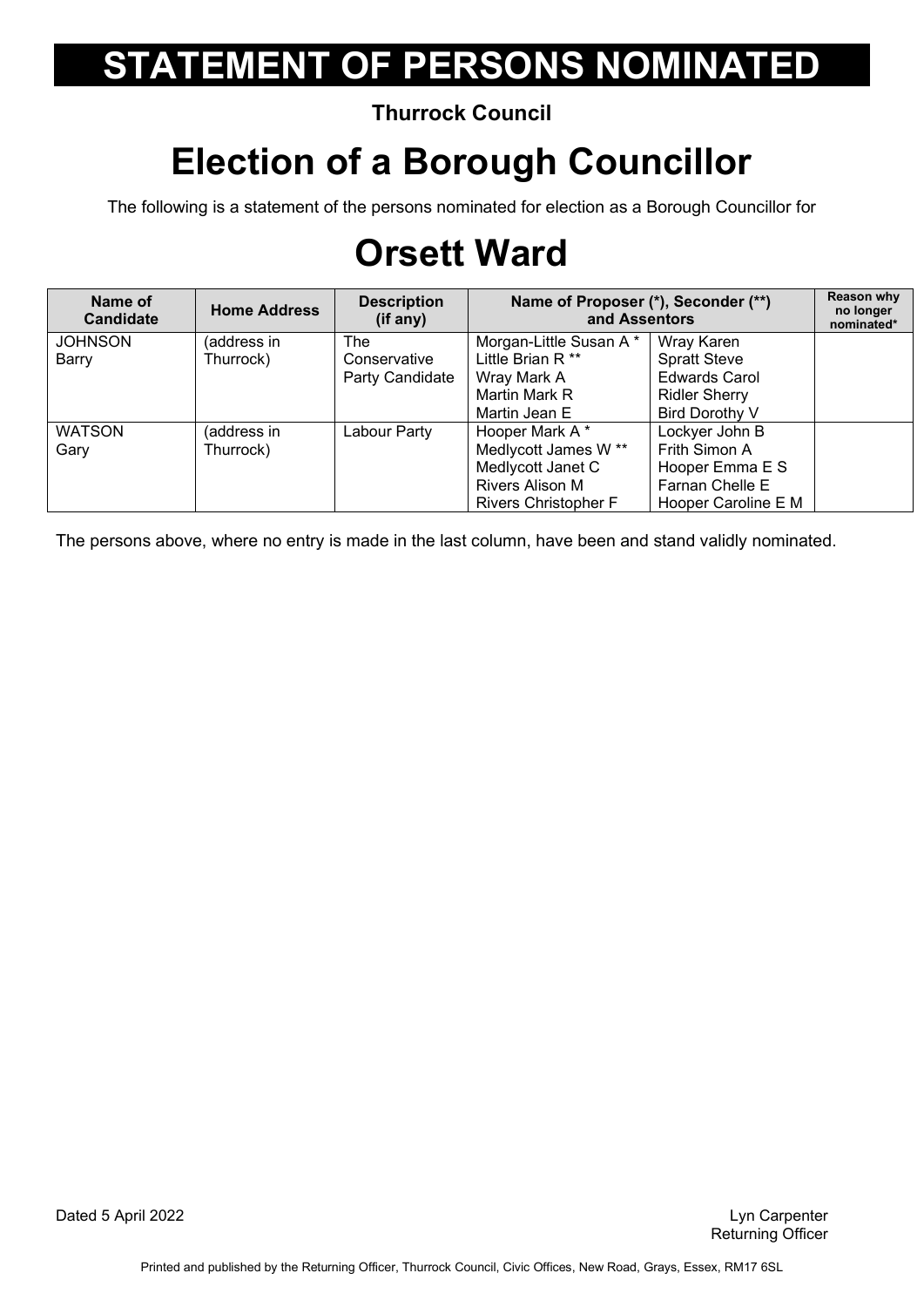# STATEMENT OF PERSONS NOMINATED

**Thurrock Council**

# Election of a Borough Councillor

The following is a statement of the persons nominated for election as a Borough Councillor for

# Orsett Ward

| Name of Candidate | Home Address | Description (if any) | Name of Proposer (*), Seconder (**) and Assentors | | Reason why no longer nominated* |
|---|---|---|---|---|---|
| JOHNSON Barry | (address in Thurrock) | The Conservative Party Candidate | Morgan-Little Susan A * Little Brian R ** Wray Mark A Martin Mark R Martin Jean E | Wray Karen Spratt Steve Edwards Carol Ridler Sherry Bird Dorothy V | |
| WATSON Gary | (address in Thurrock) | Labour Party | Hooper Mark A * Medlycott James W ** Medlycott Janet C Rivers Alison M Rivers Christopher F | Lockyer John B Frith Simon A Hooper Emma E S Farnan Chelle E Hooper Caroline E M | |

The persons above, where no entry is made in the last column, have been and stand validly nominated.

Dated 5 April 2022

Lyn Carpenter
Returning Officer

Printed and published by the Returning Officer, Thurrock Council, Civic Offices, New Road, Grays, Essex, RM17 6SL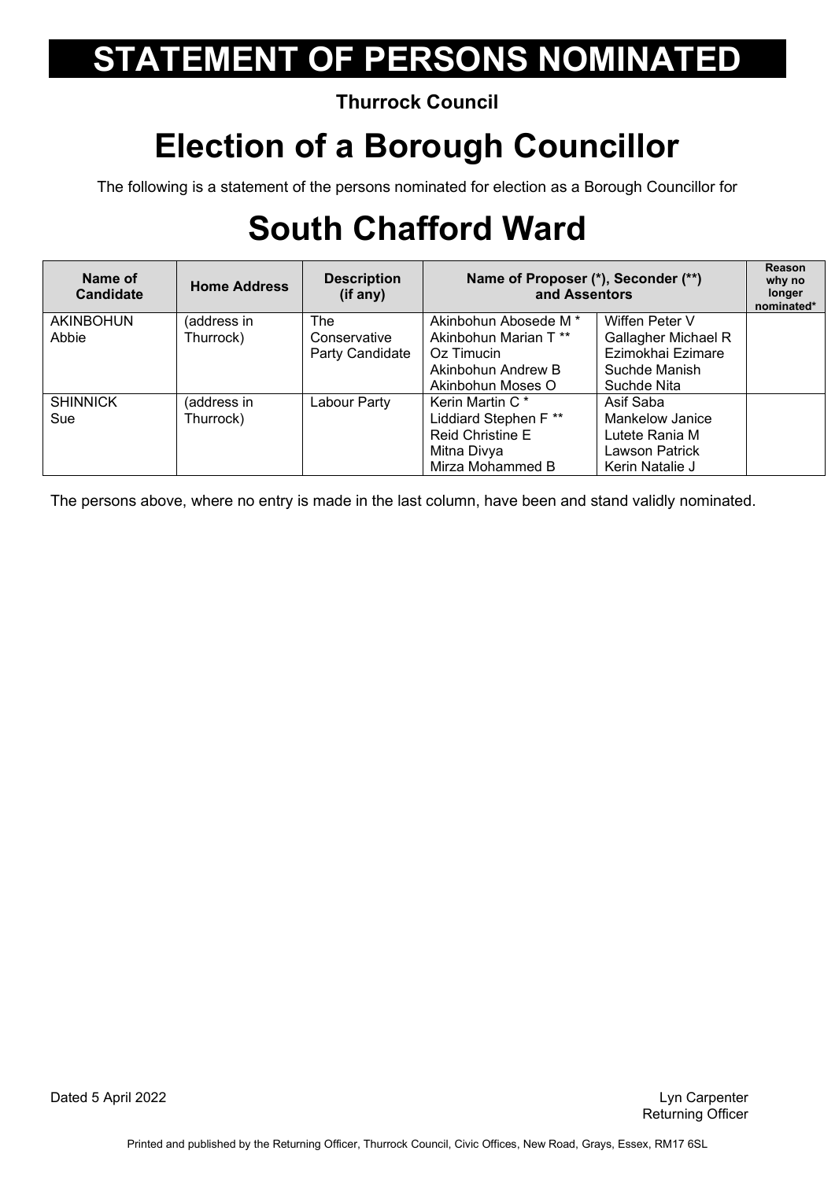# STATEMENT OF PERSONS NOMINATED

**Thurrock Council**

# Election of a Borough Councillor

The following is a statement of the persons nominated for election as a Borough Councillor for

# South Chafford Ward

| Name of Candidate | Home Address | Description (if any) | Name of Proposer (*), Seconder (**) and Assentors | | Reason why no longer nominated* |
|---|---|---|---|---|---|
| AKINBOHUN Abbie | (address in Thurrock) | The Conservative Party Candidate | Akinbohun Abosede M * Akinbohun Marian T ** Oz Timucin Akinbohun Andrew B Akinbohun Moses O | Wiffen Peter V Gallagher Michael R Ezimokhai Ezimare Suchde Manish Suchde Nita | |
| SHINNICK Sue | (address in Thurrock) | Labour Party | Kerin Martin C * Liddiard Stephen F ** Reid Christine E Mitna Divya Mirza Mohammed B | Asif Saba Mankelow Janice Lutete Rania M Lawson Patrick Kerin Natalie J | |

The persons above, where no entry is made in the last column, have been and stand validly nominated.

Dated 5 April 2022

Lyn Carpenter
Returning Officer

Printed and published by the Returning Officer, Thurrock Council, Civic Offices, New Road, Grays, Essex, RM17 6SL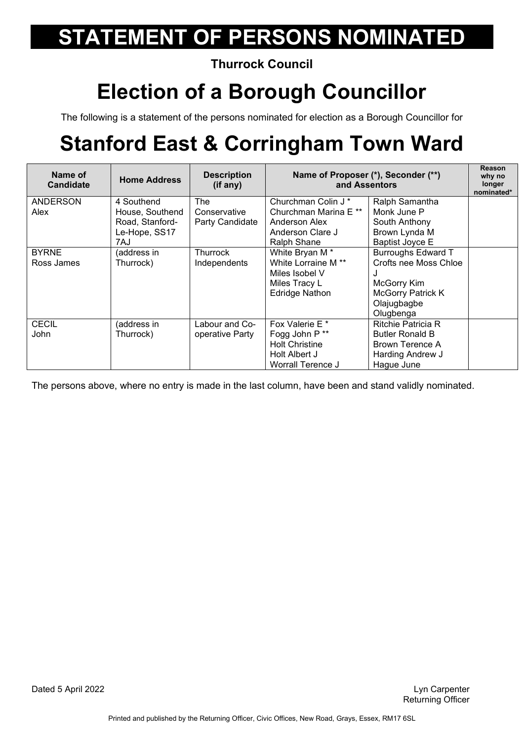# STATEMENT OF PERSONS NOMINATED

**Thurrock Council**

# Election of a Borough Councillor

The following is a statement of the persons nominated for election as a Borough Councillor for

# Stanford East & Corringham Town Ward

| Name of Candidate | Home Address | Description (if any) | Name of Proposer (*), Seconder (**) and Assentors | | Reason why no longer nominated* |
|---|---|---|---|---|---|
| ANDERSON Alex | 4 Southend House, Southend Road, Stanford-Le-Hope, SS17 7AJ | The Conservative Party Candidate | Churchman Colin J * Churchman Marina E ** Anderson Alex Anderson Clare J Ralph Shane | Ralph Samantha Monk June P South Anthony Brown Lynda M Baptist Joyce E | |
| BYRNE Ross James | (address in Thurrock) | Thurrock Independents | White Bryan M * White Lorraine M ** Miles Isobel V Miles Tracy L Edridge Nathon | Burroughs Edward T Crofts nee Moss Chloe J McGorry Kim McGorry Patrick K Olajugbagbe Olugbenga | |
| CECIL John | (address in Thurrock) | Labour and Co-operative Party | Fox Valerie E * Fogg John P ** Holt Christine Holt Albert J Worrall Terence J | Ritchie Patricia R Butler Ronald B Brown Terence A Harding Andrew J Hague June | |

The persons above, where no entry is made in the last column, have been and stand validly nominated.

Dated 5 April 2022

Lyn Carpenter
Returning Officer

Printed and published by the Returning Officer, Civic Offices, New Road, Grays, Essex, RM17 6SL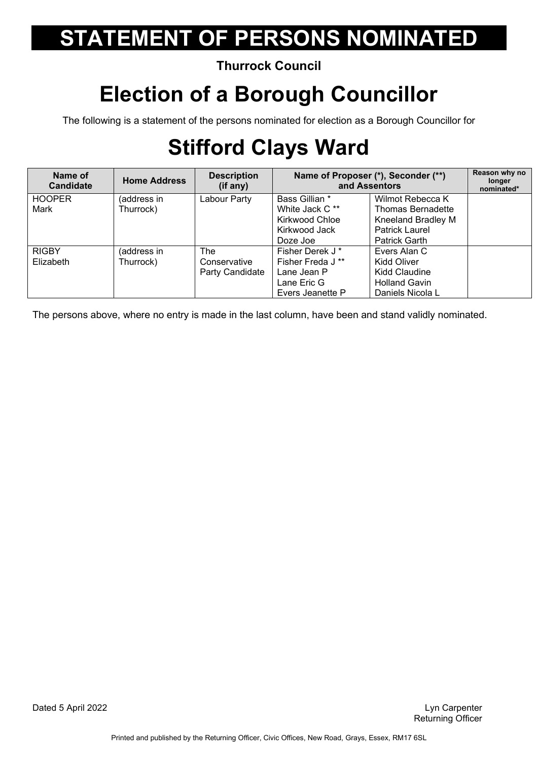# STATEMENT OF PERSONS NOMINATED

**Thurrock Council**

# Election of a Borough Councillor

The following is a statement of the persons nominated for election as a Borough Councillor for

# Stifford Clays Ward

| Name of Candidate | Home Address | Description (if any) | Name of Proposer (*), Seconder (**) and Assentors | | Reason why no longer nominated* |
|---|---|---|---|---|---|
| HOOPER Mark | (address in Thurrock) | Labour Party | Bass Gillian * <br> White Jack C ** <br> Kirkwood Chloe <br> Kirkwood Jack <br> Doze Joe | Wilmot Rebecca K <br> Thomas Bernadette <br> Kneeland Bradley M <br> Patrick Laurel <br> Patrick Garth | |
| RIGBY Elizabeth | (address in Thurrock) | The Conservative Party Candidate | Fisher Derek J * <br> Fisher Freda J ** <br> Lane Jean P <br> Lane Eric G <br> Evers Jeanette P | Evers Alan C <br> Kidd Oliver <br> Kidd Claudine <br> Holland Gavin <br> Daniels Nicola L | |

The persons above, where no entry is made in the last column, have been and stand validly nominated.

Dated 5 April 2022

Lyn Carpenter
Returning Officer

Printed and published by the Returning Officer, Civic Offices, New Road, Grays, Essex, RM17 6SL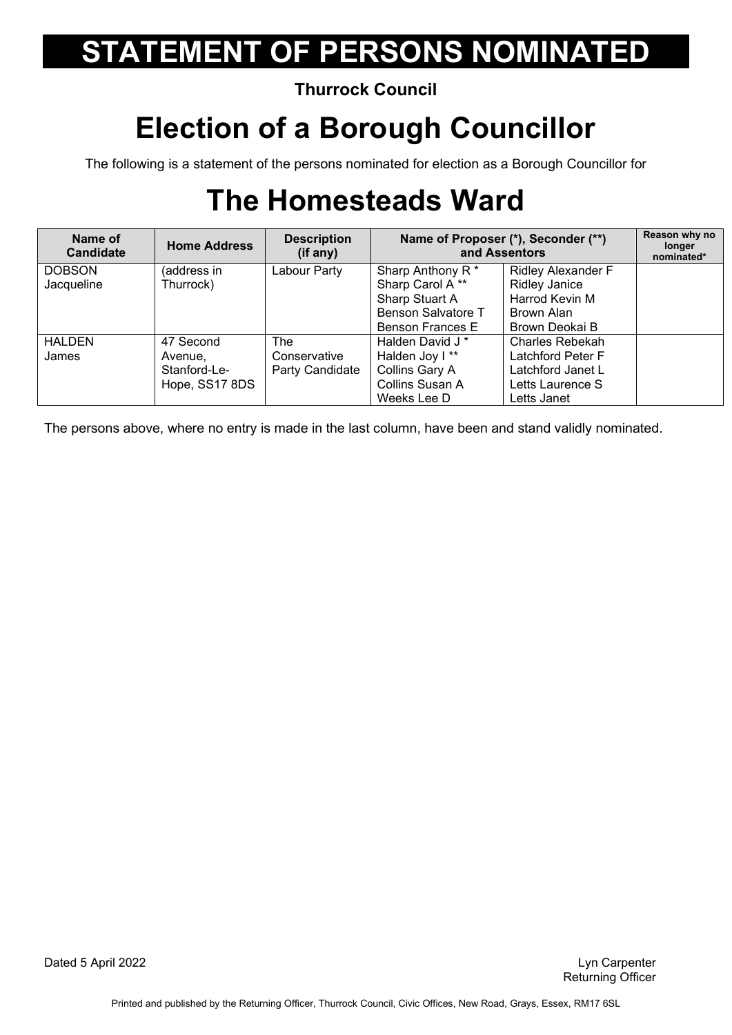# STATEMENT OF PERSONS NOMINATED

**Thurrock Council**

# Election of a Borough Councillor

The following is a statement of the persons nominated for election as a Borough Councillor for

# The Homesteads Ward

| Name of Candidate | Home Address | Description (if any) | Name of Proposer (*), Seconder (**) and Assentors | | Reason why no longer nominated* |
|---|---|---|---|---|---|
| DOBSON Jacqueline | (address in Thurrock) | Labour Party | Sharp Anthony R *<br>Sharp Carol A **<br>Sharp Stuart A<br>Benson Salvatore T<br>Benson Frances E | Ridley Alexander F<br>Ridley Janice<br>Harrod Kevin M<br>Brown Alan<br>Brown Deokai B | |
| HALDEN James | 47 Second Avenue, Stanford-Le-Hope, SS17 8DS | The Conservative Party Candidate | Halden David J *<br>Halden Joy I **<br>Collins Gary A<br>Collins Susan A<br>Weeks Lee D | Charles Rebekah<br>Latchford Peter F<br>Latchford Janet L<br>Letts Laurence S<br>Letts Janet | |

The persons above, where no entry is made in the last column, have been and stand validly nominated.

Dated 5 April 2022

Lyn Carpenter
Returning Officer

Printed and published by the Returning Officer, Thurrock Council, Civic Offices, New Road, Grays, Essex, RM17 6SL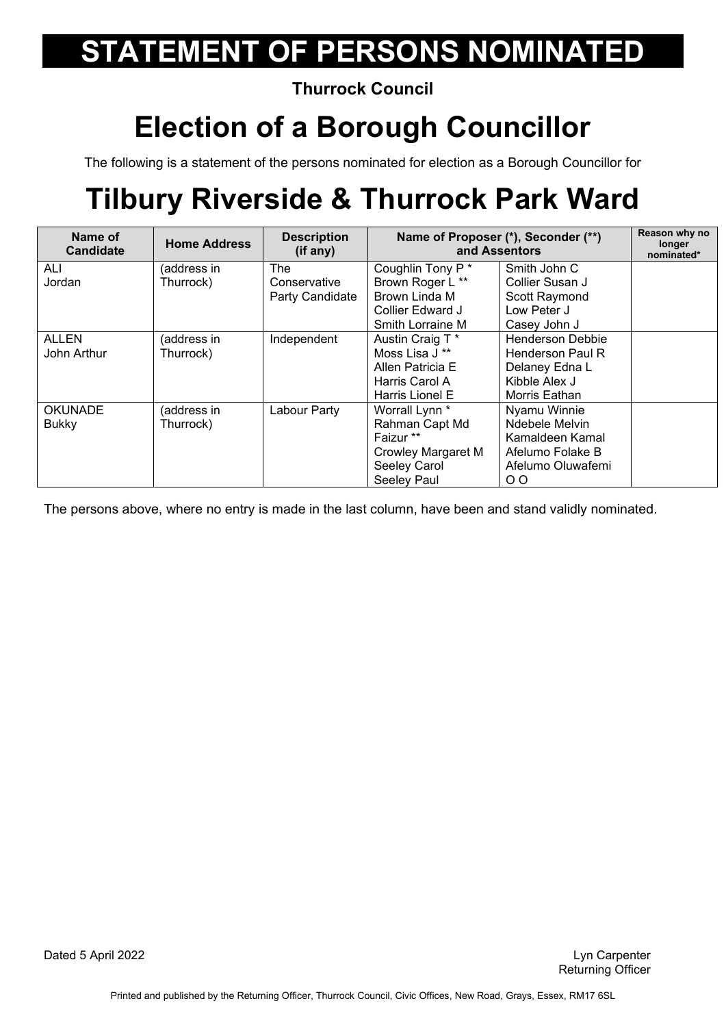# STATEMENT OF PERSONS NOMINATED

**Thurrock Council**

# Election of a Borough Councillor

The following is a statement of the persons nominated for election as a Borough Councillor for

# Tilbury Riverside & Thurrock Park Ward

| Name of Candidate | Home Address | Description (if any) | Name of Proposer (*), Seconder (**) and Assentors | | Reason why no longer nominated* |
|---|---|---|---|---|---|
| ALI Jordan | (address in Thurrock) | The Conservative Party Candidate | Coughlin Tony P *<br>Brown Roger L **<br>Brown Linda M<br>Collier Edward J<br>Smith Lorraine M | Smith John C<br>Collier Susan J<br>Scott Raymond<br>Low Peter J<br>Casey John J | |
| ALLEN John Arthur | (address in Thurrock) | Independent | Austin Craig T *<br>Moss Lisa J **<br>Allen Patricia E<br>Harris Carol A<br>Harris Lionel E | Henderson Debbie<br>Henderson Paul R<br>Delaney Edna L<br>Kibble Alex J<br>Morris Eathan | |
| OKUNADE Bukky | (address in Thurrock) | Labour Party | Worrall Lynn *<br>Rahman Capt Md Faizur **<br>Crowley Margaret M<br>Seeley Carol<br>Seeley Paul | Nyamu Winnie<br>Ndebele Melvin<br>Kamaldeen Kamal<br>Afelumo Folake B<br>Afelumo Oluwafemi O O | |

The persons above, where no entry is made in the last column, have been and stand validly nominated.

Dated 5 April 2022

Lyn Carpenter
Returning Officer

Printed and published by the Returning Officer, Thurrock Council, Civic Offices, New Road, Grays, Essex, RM17 6SL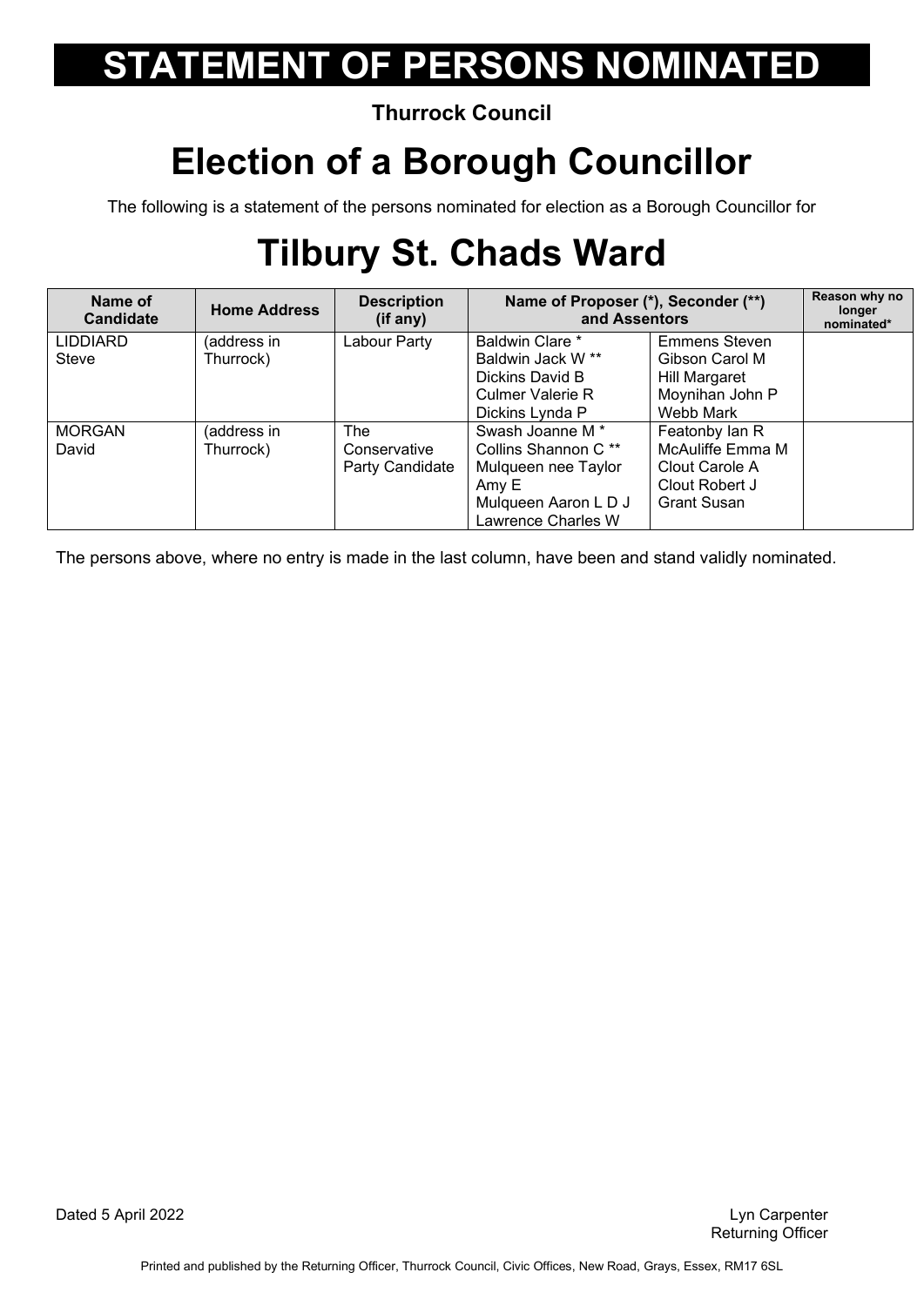# STATEMENT OF PERSONS NOMINATED

**Thurrock Council**

# Election of a Borough Councillor

The following is a statement of the persons nominated for election as a Borough Councillor for

# Tilbury St. Chads Ward

| Name of Candidate | Home Address | Description (if any) | Name of Proposer (*), Seconder (**) and Assentors | | Reason why no longer nominated* |
|---|---|---|---|---|---|
| LIDDIARD Steve | (address in Thurrock) | Labour Party | Baldwin Clare * Baldwin Jack W ** Dickins David B Culmer Valerie R Dickins Lynda P | Emmens Steven Gibson Carol M Hill Margaret Moynihan John P Webb Mark | |
| MORGAN David | (address in Thurrock) | The Conservative Party Candidate | Swash Joanne M * Collins Shannon C ** Mulqueen nee Taylor Amy E Mulqueen Aaron L D J Lawrence Charles W | Featonby Ian R McAuliffe Emma M Clout Carole A Clout Robert J Grant Susan | |

The persons above, where no entry is made in the last column, have been and stand validly nominated.

Dated 5 April 2022

Lyn Carpenter
Returning Officer

Printed and published by the Returning Officer, Thurrock Council, Civic Offices, New Road, Grays, Essex, RM17 6SL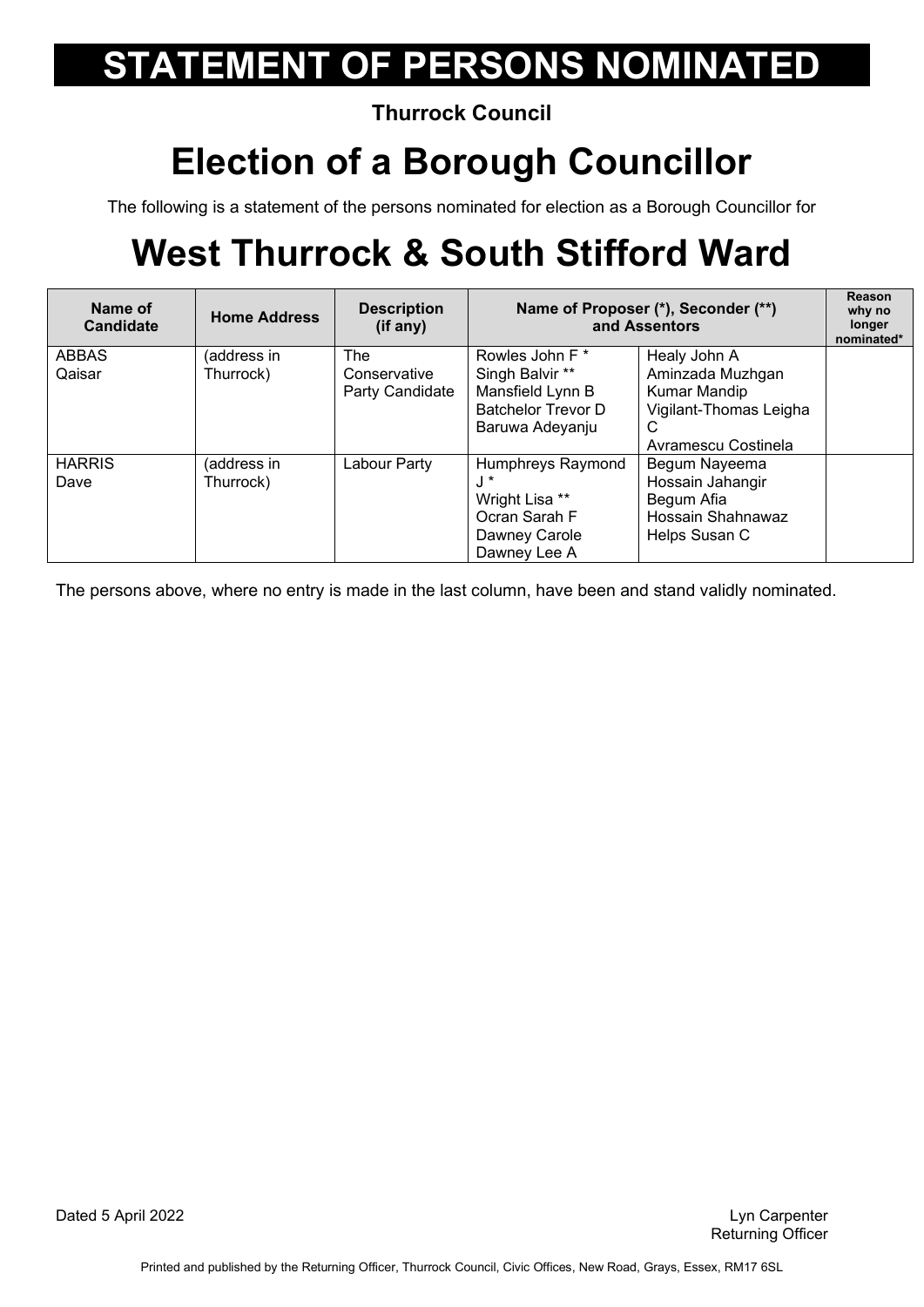# STATEMENT OF PERSONS NOMINATED

**Thurrock Council**

# Election of a Borough Councillor

The following is a statement of the persons nominated for election as a Borough Councillor for

# West Thurrock & South Stifford Ward

| Name of Candidate | Home Address | Description (if any) | Name of Proposer (*), Seconder (**) and Assentors | | Reason why no longer nominated* |
|---|---|---|---|---|---|
| ABBAS Qaisar | (address in Thurrock) | The Conservative Party Candidate | Rowles John F * Singh Balvir ** Mansfield Lynn B Batchelor Trevor D Baruwa Adeyanju | Healy John A Aminzada Muzhgan Kumar Mandip Vigilant-Thomas Leigha C Avramescu Costinela | |
| HARRIS Dave | (address in Thurrock) | Labour Party | Humphreys Raymond J * Wright Lisa ** Ocran Sarah F Dawney Carole Dawney Lee A | Begum Nayeema Hossain Jahangir Begum Afia Hossain Shahnawaz Helps Susan C | |

The persons above, where no entry is made in the last column, have been and stand validly nominated.

Dated 5 April 2022

Lyn Carpenter
Returning Officer

Printed and published by the Returning Officer, Thurrock Council, Civic Offices, New Road, Grays, Essex, RM17 6SL